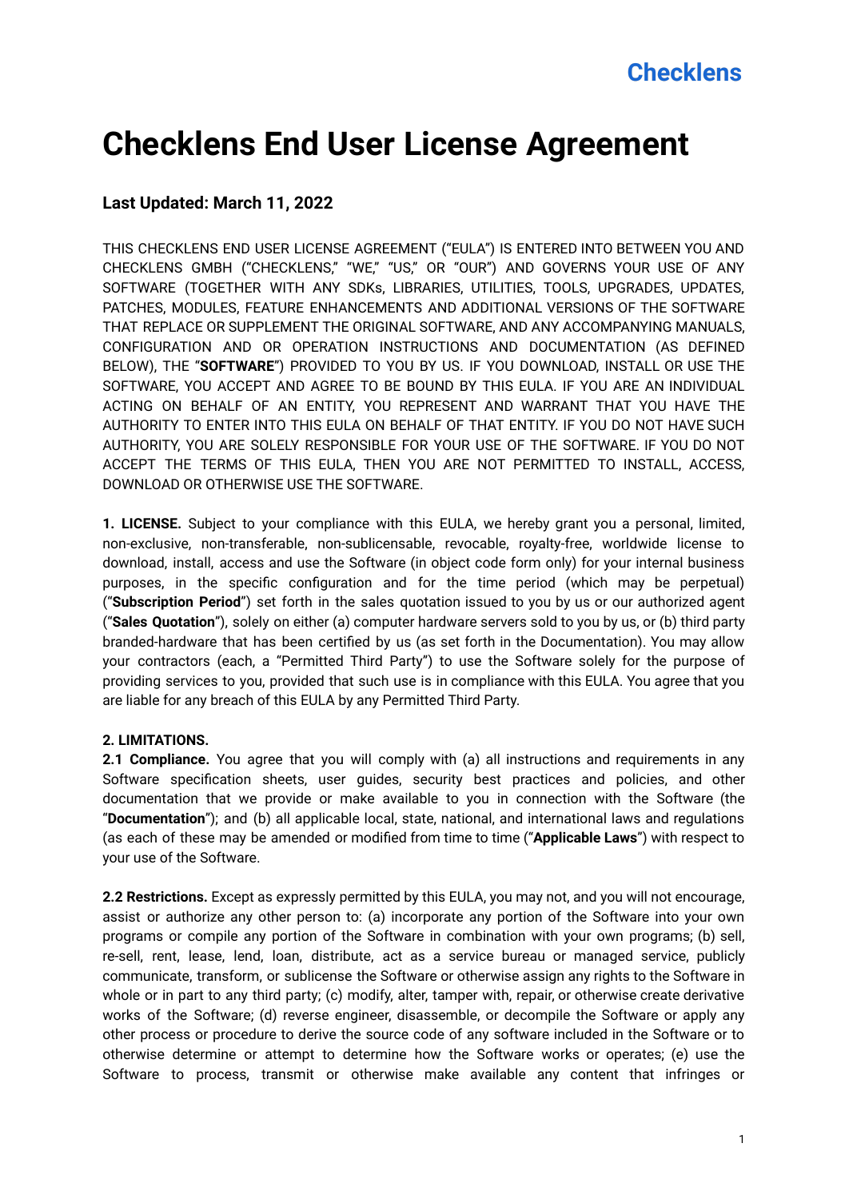# Checklens End User License Agreement

### Last Updated: March 11, 2022

THIS CHECKLENS END USER LICENSE AGREEMENT ("EULA") IS ENTERED INTO BETWEEN YOU AND CHECKLENS GMBH ("CHECKLENS," "WE," "US," OR "OUR") AND GOVERNS YOUR USE OF ANY SOFTWARE (TOGETHER WITH ANY SDKs, LIBRARIES, UTILITIES, TOOLS, UPGRADES, UPDATES, PATCHES, MODULES, FEATURE ENHANCEMENTS AND ADDITIONAL VERSIONS OF THE SOFTWARE THAT REPLACE OR SUPPLEMENT THE ORIGINAL SOFTWARE, AND ANY ACCOMPANYING MANUALS, CONFIGURATION AND OR OPERATION INSTRUCTIONS AND DOCUMENTATION (AS DEFINED BELOW), THE "**SOFTWARE**") PROVIDED TO YOU BY US. IF YOU DOWNLOAD, INSTALL OR USE THE SOFTWARE, YOU ACCEPT AND AGREE TO BE BOUND BY THIS EULA. IF YOU ARE AN INDIVIDUAL ACTING ON BEHALF OF AN ENTITY, YOU REPRESENT AND WARRANT THAT YOU HAVE THE AUTHORITY TO ENTER INTO THIS EULA ON BEHALF OF THAT ENTITY. IF YOU DO NOT HAVE SUCH AUTHORITY, YOU ARE SOLELY RESPONSIBLE FOR YOUR USE OF THE SOFTWARE. IF YOU DO NOT ACCEPT THE TERMS OF THIS EULA, THEN YOU ARE NOT PERMITTED TO INSTALL, ACCESS, DOWNLOAD OR OTHERWISE USE THE SOFTWARE.

**1. LICENSE.** Subject to your compliance with this EULA, we hereby grant you a personal, limited, non-exclusive, non-transferable, non-sublicensable, revocable, royalty-free, worldwide license to download, install, access and use the Software (in object code form only) for your internal business purposes, in the specific configuration and for the time period (which may be perpetual) ("**Subscription Period**") set forth in the sales quotation issued to you by us or our authorized agent ("**Sales Quotation**"), solely on either (a) computer hardware servers sold to you by us, or (b) third party branded-hardware that has been certified by us (as set forth in the Documentation). You may allow your contractors (each, a "Permitted Third Party") to use the Software solely for the purpose of providing services to you, provided that such use is in compliance with this EULA. You agree that you are liable for any breach of this EULA by any Permitted Third Party.

**2. LIMITATIONS.**

**2.1 Compliance.** You agree that you will comply with (a) all instructions and requirements in any Software specification sheets, user guides, security best practices and policies, and other documentation that we provide or make available to you in connection with the Software (the "**Documentation**"); and (b) all applicable local, state, national, and international laws and regulations (as each of these may be amended or modified from time to time ("**Applicable Laws**") with respect to your use of the Software.

**2.2 Restrictions.** Except as expressly permitted by this EULA, you may not, and you will not encourage, assist or authorize any other person to: (a) incorporate any portion of the Software into your own programs or compile any portion of the Software in combination with your own programs; (b) sell, re-sell, rent, lease, lend, loan, distribute, act as a service bureau or managed service, publicly communicate, transform, or sublicense the Software or otherwise assign any rights to the Software in whole or in part to any third party; (c) modify, alter, tamper with, repair, or otherwise create derivative works of the Software; (d) reverse engineer, disassemble, or decompile the Software or apply any other process or procedure to derive the source code of any software included in the Software or to otherwise determine or attempt to determine how the Software works or operates; (e) use the Software to process, transmit or otherwise make available any content that infringes or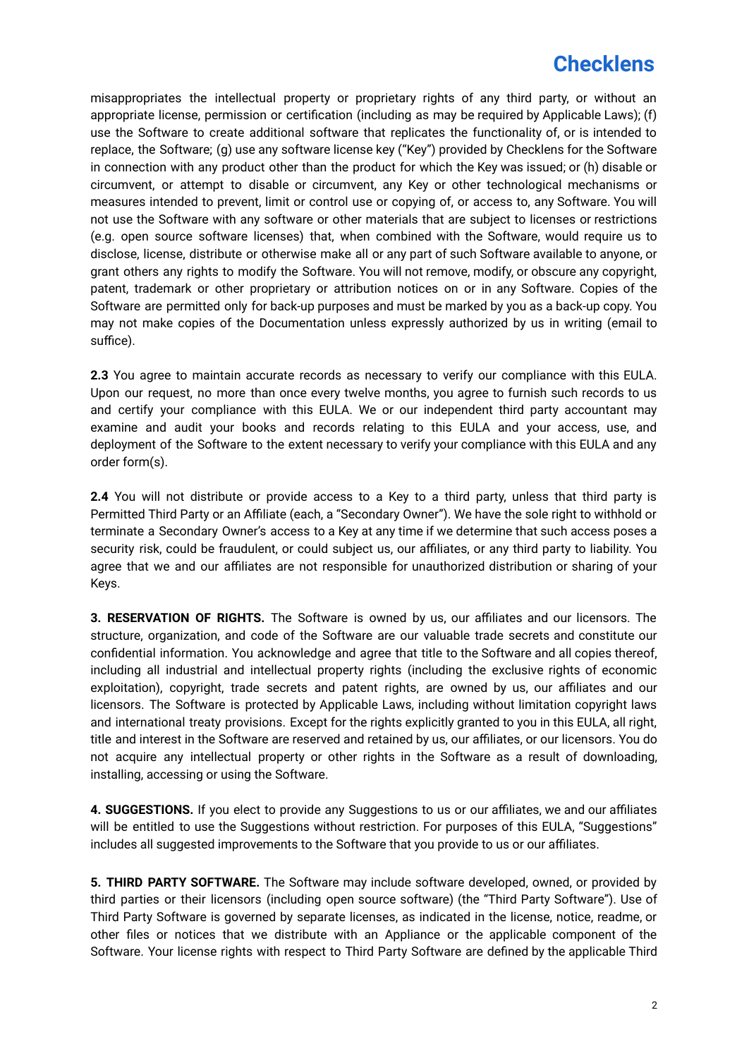misappropriates the intellectual property or proprietary rights of any third party, or without an appropriate license, permission or certification (including as may be required by Applicable Laws); (f) use the Software to create additional software that replicates the functionality of, or is intended to replace, the Software; (g) use any software license key ("Key") provided by Checklens for the Software in connection with any product other than the product for which the Key was issued; or (h) disable or circumvent, or attempt to disable or circumvent, any Key or other technological mechanisms or measures intended to prevent, limit or control use or copying of, or access to, any Software. You will not use the Software with any software or other materials that are subject to licenses or restrictions (e.g. open source software licenses) that, when combined with the Software, would require us to disclose, license, distribute or otherwise make all or any part of such Software available to anyone, or grant others any rights to modify the Software. You will not remove, modify, or obscure any copyright, patent, trademark or other proprietary or attribution notices on or in any Software. Copies of the Software are permitted only for back-up purposes and must be marked by you as a back-up copy. You may not make copies of the Documentation unless expressly authorized by us in writing (email to suffice).

**2.3** You agree to maintain accurate records as necessary to verify our compliance with this EULA. Upon our request, no more than once every twelve months, you agree to furnish such records to us and certify your compliance with this EULA. We or our independent third party accountant may examine and audit your books and records relating to this EULA and your access, use, and deployment of the Software to the extent necessary to verify your compliance with this EULA and any order form(s).

**2.4** You will not distribute or provide access to a Key to a third party, unless that third party is Permitted Third Party or an Affiliate (each, a "Secondary Owner"). We have the sole right to withhold or terminate a Secondary Owner's access to a Key at any time if we determine that such access poses a security risk, could be fraudulent, or could subject us, our affiliates, or any third party to liability. You agree that we and our affiliates are not responsible for unauthorized distribution or sharing of your Keys.

**3. RESERVATION OF RIGHTS.** The Software is owned by us, our affiliates and our licensors. The structure, organization, and code of the Software are our valuable trade secrets and constitute our confidential information. You acknowledge and agree that title to the Software and all copies thereof, including all industrial and intellectual property rights (including the exclusive rights of economic exploitation), copyright, trade secrets and patent rights, are owned by us, our affiliates and our licensors. The Software is protected by Applicable Laws, including without limitation copyright laws and international treaty provisions. Except for the rights explicitly granted to you in this EULA, all right, title and interest in the Software are reserved and retained by us, our affiliates, or our licensors. You do not acquire any intellectual property or other rights in the Software as a result of downloading, installing, accessing or using the Software.

**4. SUGGESTIONS.** If you elect to provide any Suggestions to us or our affiliates, we and our affiliates will be entitled to use the Suggestions without restriction. For purposes of this EULA, "Suggestions" includes all suggested improvements to the Software that you provide to us or our affiliates.

**5. THIRD PARTY SOFTWARE.** The Software may include software developed, owned, or provided by third parties or their licensors (including open source software) (the "Third Party Software"). Use of Third Party Software is governed by separate licenses, as indicated in the license, notice, readme, or other files or notices that we distribute with an Appliance or the applicable component of the Software. Your license rights with respect to Third Party Software are defined by the applicable Third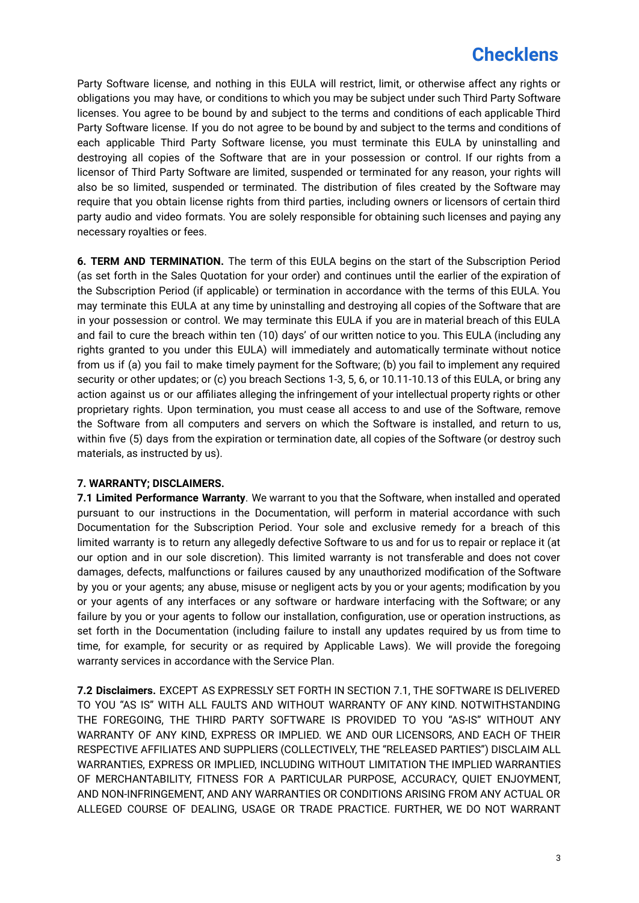Party Software license, and nothing in this EULA will restrict, limit, or otherwise affect any rights or obligations you may have, or conditions to which you may be subject under such Third Party Software licenses. You agree to be bound by and subject to the terms and conditions of each applicable Third Party Software license. If you do not agree to be bound by and subject to the terms and conditions of each applicable Third Party Software license, you must terminate this EULA by uninstalling and destroying all copies of the Software that are in your possession or control. If our rights from a licensor of Third Party Software are limited, suspended or terminated for any reason, your rights will also be so limited, suspended or terminated. The distribution of files created by the Software may require that you obtain license rights from third parties, including owners or licensors of certain third party audio and video formats. You are solely responsible for obtaining such licenses and paying any necessary royalties or fees.

**6. TERM AND TERMINATION.** The term of this EULA begins on the start of the Subscription Period (as set forth in the Sales Quotation for your order) and continues until the earlier of the expiration of the Subscription Period (if applicable) or termination in accordance with the terms of this EULA. You may terminate this EULA at any time by uninstalling and destroying all copies of the Software that are in your possession or control. We may terminate this EULA if you are in material breach of this EULA and fail to cure the breach within ten (10) days' of our written notice to you. This EULA (including any rights granted to you under this EULA) will immediately and automatically terminate without notice from us if (a) you fail to make timely payment for the Software; (b) you fail to implement any required security or other updates; or (c) you breach Sections 1-3, 5, 6, or 10.11-10.13 of this EULA, or bring any action against us or our affiliates alleging the infringement of your intellectual property rights or other proprietary rights. Upon termination, you must cease all access to and use of the Software, remove the Software from all computers and servers on which the Software is installed, and return to us, within five (5) days from the expiration or termination date, all copies of the Software (or destroy such materials, as instructed by us).

**7. WARRANTY; DISCLAIMERS.**

**7.1 Limited Performance Warranty**. We warrant to you that the Software, when installed and operated pursuant to our instructions in the Documentation, will perform in material accordance with such Documentation for the Subscription Period. Your sole and exclusive remedy for a breach of this limited warranty is to return any allegedly defective Software to us and for us to repair or replace it (at our option and in our sole discretion). This limited warranty is not transferable and does not cover damages, defects, malfunctions or failures caused by any unauthorized modification of the Software by you or your agents; any abuse, misuse or negligent acts by you or your agents; modification by you or your agents of any interfaces or any software or hardware interfacing with the Software; or any failure by you or your agents to follow our installation, configuration, use or operation instructions, as set forth in the Documentation (including failure to install any updates required by us from time to time, for example, for security or as required by Applicable Laws). We will provide the foregoing warranty services in accordance with the Service Plan.

**7.2 Disclaimers.** EXCEPT AS EXPRESSLY SET FORTH IN SECTION 7.1, THE SOFTWARE IS DELIVERED TO YOU "AS IS" WITH ALL FAULTS AND WITHOUT WARRANTY OF ANY KIND. NOTWITHSTANDING THE FOREGOING, THE THIRD PARTY SOFTWARE IS PROVIDED TO YOU "AS-IS" WITHOUT ANY WARRANTY OF ANY KIND, EXPRESS OR IMPLIED. WE AND OUR LICENSORS, AND EACH OF THEIR RESPECTIVE AFFILIATES AND SUPPLIERS (COLLECTIVELY, THE "RELEASED PARTIES") DISCLAIM ALL WARRANTIES, EXPRESS OR IMPLIED, INCLUDING WITHOUT LIMITATION THE IMPLIED WARRANTIES OF MERCHANTABILITY, FITNESS FOR A PARTICULAR PURPOSE, ACCURACY, QUIET ENJOYMENT, AND NON-INFRINGEMENT, AND ANY WARRANTIES OR CONDITIONS ARISING FROM ANY ACTUAL OR ALLEGED COURSE OF DEALING, USAGE OR TRADE PRACTICE. FURTHER, WE DO NOT WARRANT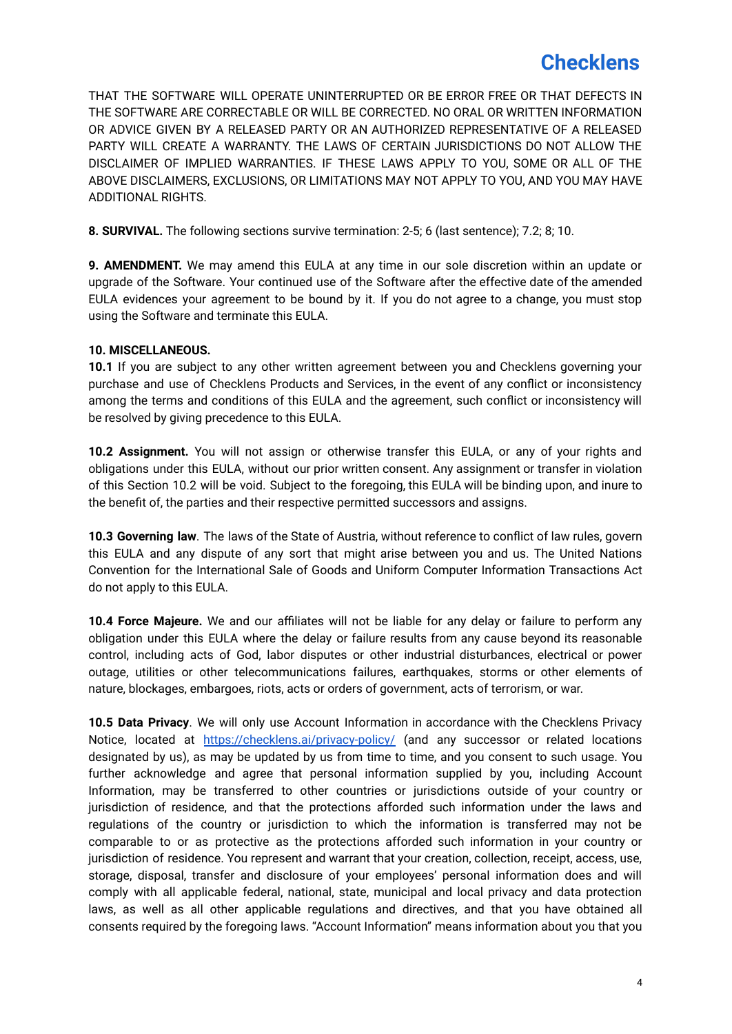THAT THE SOFTWARE WILL OPERATE UNINTERRUPTED OR BE ERROR FREE OR THAT DEFECTS IN THE SOFTWARE ARE CORRECTABLE OR WILL BE CORRECTED. NO ORAL OR WRITTEN INFORMATION OR ADVICE GIVEN BY A RELEASED PARTY OR AN AUTHORIZED REPRESENTATIVE OF A RELEASED PARTY WILL CREATE A WARRANTY. THE LAWS OF CERTAIN JURISDICTIONS DO NOT ALLOW THE DISCLAIMER OF IMPLIED WARRANTIES. IF THESE LAWS APPLY TO YOU, SOME OR ALL OF THE ABOVE DISCLAIMERS, EXCLUSIONS, OR LIMITATIONS MAY NOT APPLY TO YOU, AND YOU MAY HAVE ADDITIONAL RIGHTS.

**8. SURVIVAL.** The following sections survive termination: 2-5; 6 (last sentence); 7.2; 8; 10.

**9. AMENDMENT.** We may amend this EULA at any time in our sole discretion within an update or upgrade of the Software. Your continued use of the Software after the effective date of the amended EULA evidences your agreement to be bound by it. If you do not agree to a change, you must stop using the Software and terminate this EULA.

**10. MISCELLANEOUS.**

**10.1** If you are subject to any other written agreement between you and Checklens governing your purchase and use of Checklens Products and Services, in the event of any conflict or inconsistency among the terms and conditions of this EULA and the agreement, such conflict or inconsistency will be resolved by giving precedence to this EULA.

**10.2 Assignment.** You will not assign or otherwise transfer this EULA, or any of your rights and obligations under this EULA, without our prior written consent. Any assignment or transfer in violation of this Section 10.2 will be void. Subject to the foregoing, this EULA will be binding upon, and inure to the benefit of, the parties and their respective permitted successors and assigns.

**10.3 Governing law**. The laws of the State of Austria, without reference to conflict of law rules, govern this EULA and any dispute of any sort that might arise between you and us. The United Nations Convention for the International Sale of Goods and Uniform Computer Information Transactions Act do not apply to this EULA.

**10.4 Force Majeure.** We and our affiliates will not be liable for any delay or failure to perform any obligation under this EULA where the delay or failure results from any cause beyond its reasonable control, including acts of God, labor disputes or other industrial disturbances, electrical or power outage, utilities or other telecommunications failures, earthquakes, storms or other elements of nature, blockages, embargoes, riots, acts or orders of government, acts of terrorism, or war.

**10.5 Data Privacy**. We will only use Account Information in accordance with the Checklens Privacy Notice, located at https://checklens.ai/privacy-policy/ (and any successor or related locations designated by us), as may be updated by us from time to time, and you consent to such usage. You further acknowledge and agree that personal information supplied by you, including Account Information, may be transferred to other countries or jurisdictions outside of your country or jurisdiction of residence, and that the protections afforded such information under the laws and regulations of the country or jurisdiction to which the information is transferred may not be comparable to or as protective as the protections afforded such information in your country or jurisdiction of residence. You represent and warrant that your creation, collection, receipt, access, use, storage, disposal, transfer and disclosure of your employees' personal information does and will comply with all applicable federal, national, state, municipal and local privacy and data protection laws, as well as all other applicable regulations and directives, and that you have obtained all consents required by the foregoing laws. "Account Information" means information about you that you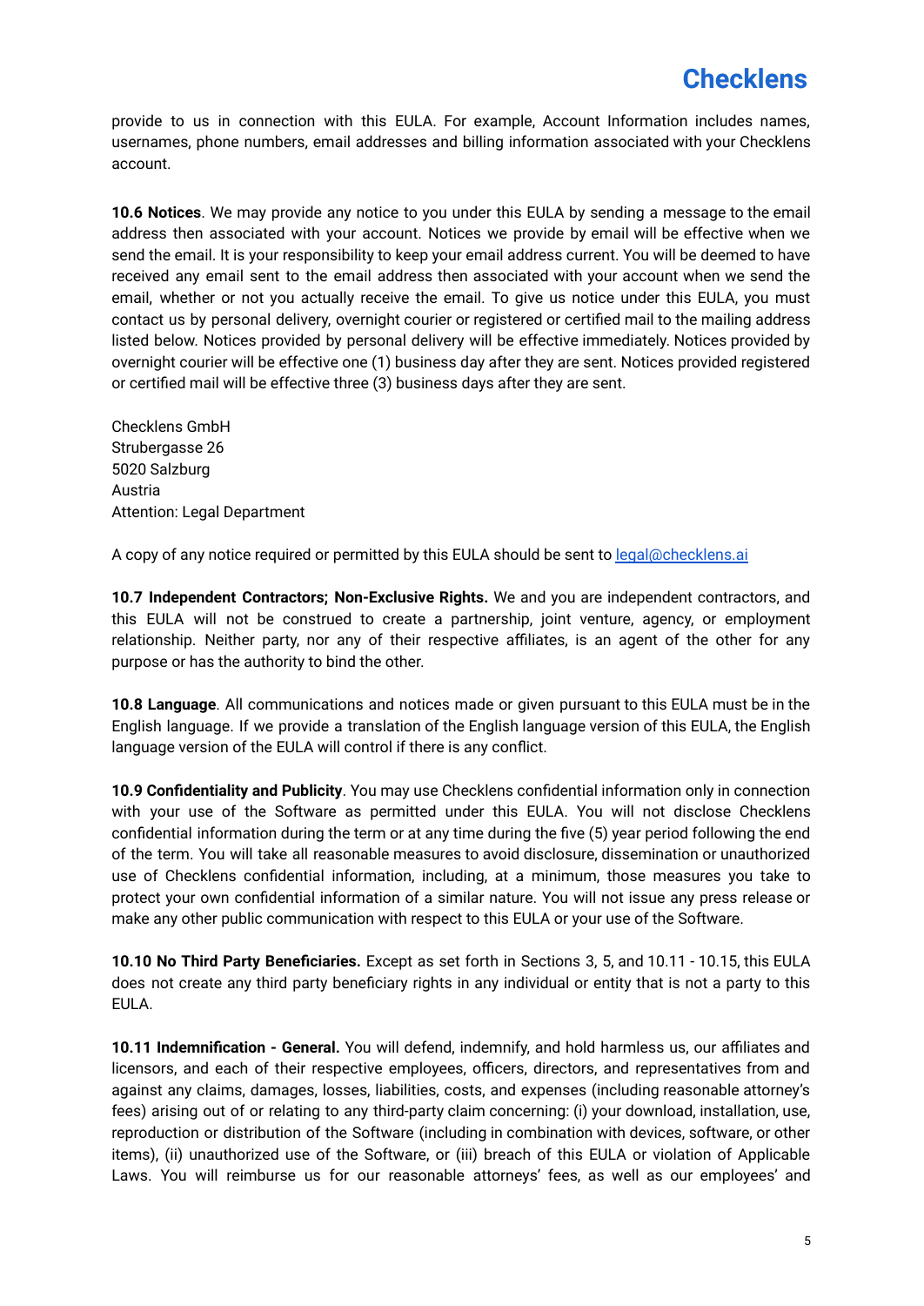provide to us in connection with this EULA. For example, Account Information includes names, usernames, phone numbers, email addresses and billing information associated with your Checklens account.

**10.6 Notices**. We may provide any notice to you under this EULA by sending a message to the email address then associated with your account. Notices we provide by email will be effective when we send the email. It is your responsibility to keep your email address current. You will be deemed to have received any email sent to the email address then associated with your account when we send the email, whether or not you actually receive the email. To give us notice under this EULA, you must contact us by personal delivery, overnight courier or registered or certified mail to the mailing address listed below. Notices provided by personal delivery will be effective immediately. Notices provided by overnight courier will be effective one (1) business day after they are sent. Notices provided registered or certified mail will be effective three (3) business days after they are sent.

Checklens GmbH
Strubergasse 26
5020 Salzburg
Austria
Attention: Legal Department

A copy of any notice required or permitted by this EULA should be sent to legal@checklens.ai

**10.7 Independent Contractors; Non-Exclusive Rights.** We and you are independent contractors, and this EULA will not be construed to create a partnership, joint venture, agency, or employment relationship. Neither party, nor any of their respective affiliates, is an agent of the other for any purpose or has the authority to bind the other.

**10.8 Language**. All communications and notices made or given pursuant to this EULA must be in the English language. If we provide a translation of the English language version of this EULA, the English language version of the EULA will control if there is any conflict.

**10.9 Confidentiality and Publicity**. You may use Checklens confidential information only in connection with your use of the Software as permitted under this EULA. You will not disclose Checklens confidential information during the term or at any time during the five (5) year period following the end of the term. You will take all reasonable measures to avoid disclosure, dissemination or unauthorized use of Checklens confidential information, including, at a minimum, those measures you take to protect your own confidential information of a similar nature. You will not issue any press release or make any other public communication with respect to this EULA or your use of the Software.

**10.10 No Third Party Beneficiaries.** Except as set forth in Sections 3, 5, and 10.11 - 10.15, this EULA does not create any third party beneficiary rights in any individual or entity that is not a party to this EULA.

**10.11 Indemnification - General.** You will defend, indemnify, and hold harmless us, our affiliates and licensors, and each of their respective employees, officers, directors, and representatives from and against any claims, damages, losses, liabilities, costs, and expenses (including reasonable attorney's fees) arising out of or relating to any third-party claim concerning: (i) your download, installation, use, reproduction or distribution of the Software (including in combination with devices, software, or other items), (ii) unauthorized use of the Software, or (iii) breach of this EULA or violation of Applicable Laws. You will reimburse us for our reasonable attorneys' fees, as well as our employees' and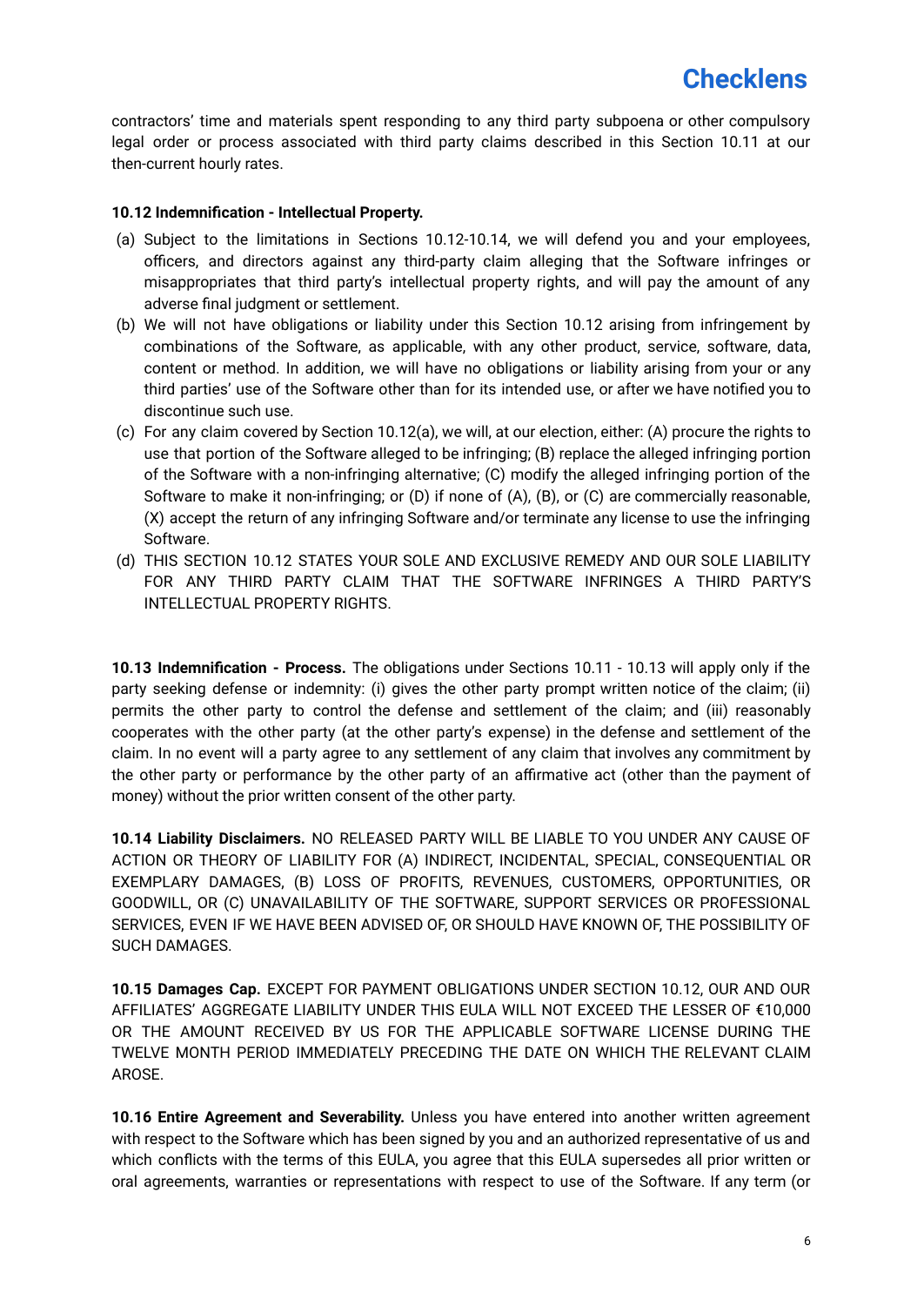contractors' time and materials spent responding to any third party subpoena or other compulsory legal order or process associated with third party claims described in this Section 10.11 at our then-current hourly rates.

**10.12 Indemnification - Intellectual Property.**

(a) Subject to the limitations in Sections 10.12-10.14, we will defend you and your employees, officers, and directors against any third-party claim alleging that the Software infringes or misappropriates that third party's intellectual property rights, and will pay the amount of any adverse final judgment or settlement.

(b) We will not have obligations or liability under this Section 10.12 arising from infringement by combinations of the Software, as applicable, with any other product, service, software, data, content or method. In addition, we will have no obligations or liability arising from your or any third parties' use of the Software other than for its intended use, or after we have notified you to discontinue such use.

(c) For any claim covered by Section 10.12(a), we will, at our election, either: (A) procure the rights to use that portion of the Software alleged to be infringing; (B) replace the alleged infringing portion of the Software with a non-infringing alternative; (C) modify the alleged infringing portion of the Software to make it non-infringing; or (D) if none of (A), (B), or (C) are commercially reasonable, (X) accept the return of any infringing Software and/or terminate any license to use the infringing Software.

(d) THIS SECTION 10.12 STATES YOUR SOLE AND EXCLUSIVE REMEDY AND OUR SOLE LIABILITY FOR ANY THIRD PARTY CLAIM THAT THE SOFTWARE INFRINGES A THIRD PARTY'S INTELLECTUAL PROPERTY RIGHTS.

**10.13 Indemnification - Process.** The obligations under Sections 10.11 - 10.13 will apply only if the party seeking defense or indemnity: (i) gives the other party prompt written notice of the claim; (ii) permits the other party to control the defense and settlement of the claim; and (iii) reasonably cooperates with the other party (at the other party's expense) in the defense and settlement of the claim. In no event will a party agree to any settlement of any claim that involves any commitment by the other party or performance by the other party of an affirmative act (other than the payment of money) without the prior written consent of the other party.

**10.14 Liability Disclaimers.** NO RELEASED PARTY WILL BE LIABLE TO YOU UNDER ANY CAUSE OF ACTION OR THEORY OF LIABILITY FOR (A) INDIRECT, INCIDENTAL, SPECIAL, CONSEQUENTIAL OR EXEMPLARY DAMAGES, (B) LOSS OF PROFITS, REVENUES, CUSTOMERS, OPPORTUNITIES, OR GOODWILL, OR (C) UNAVAILABILITY OF THE SOFTWARE, SUPPORT SERVICES OR PROFESSIONAL SERVICES, EVEN IF WE HAVE BEEN ADVISED OF, OR SHOULD HAVE KNOWN OF, THE POSSIBILITY OF SUCH DAMAGES.

**10.15 Damages Cap.** EXCEPT FOR PAYMENT OBLIGATIONS UNDER SECTION 10.12, OUR AND OUR AFFILIATES' AGGREGATE LIABILITY UNDER THIS EULA WILL NOT EXCEED THE LESSER OF €10,000 OR THE AMOUNT RECEIVED BY US FOR THE APPLICABLE SOFTWARE LICENSE DURING THE TWELVE MONTH PERIOD IMMEDIATELY PRECEDING THE DATE ON WHICH THE RELEVANT CLAIM AROSE.

**10.16 Entire Agreement and Severability.** Unless you have entered into another written agreement with respect to the Software which has been signed by you and an authorized representative of us and which conflicts with the terms of this EULA, you agree that this EULA supersedes all prior written or oral agreements, warranties or representations with respect to use of the Software. If any term (or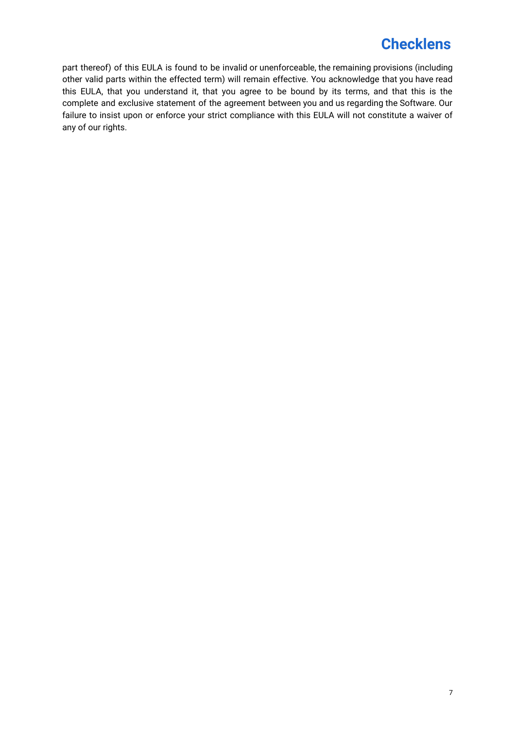part thereof) of this EULA is found to be invalid or unenforceable, the remaining provisions (including other valid parts within the effected term) will remain effective. You acknowledge that you have read this EULA, that you understand it, that you agree to be bound by its terms, and that this is the complete and exclusive statement of the agreement between you and us regarding the Software. Our failure to insist upon or enforce your strict compliance with this EULA will not constitute a waiver of any of our rights.